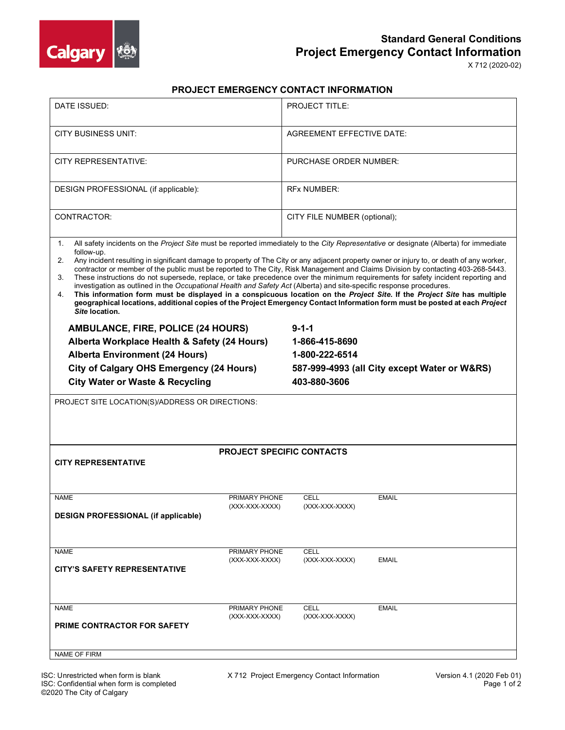# Standard General Conditions
## Project Emergency Contact Information

X 712 (2020-02)

### PROJECT EMERGENCY CONTACT INFORMATION

| | |
|---|---|
| DATE ISSUED: | PROJECT TITLE: |
| CITY BUSINESS UNIT: | AGREEMENT EFFECTIVE DATE: |
| CITY REPRESENTATIVE: | PURCHASE ORDER NUMBER: |
| DESIGN PROFESSIONAL (if applicable): | RFx NUMBER: |
| CONTRACTOR: | CITY FILE NUMBER (optional); |

1. All safety incidents on the *Project Site* must be reported immediately to the *City Representative* or designate (Alberta) for immediate follow-up.
2. Any incident resulting in significant damage to property of The City or any adjacent property owner or injury to, or death of any worker, contractor or member of the public must be reported to The City, Risk Management and Claims Division by contacting 403-268-5443.
3. These instructions do not supersede, replace, or take precedence over the minimum requirements for safety incident reporting and investigation as outlined in the *Occupational Health and Safety Act* (Alberta) and site-specific response procedures.
4. **This information form must be displayed in a conspicuous location on the *Project Site*. If the *Project Site* has multiple geographical locations, additional copies of the Project Emergency Contact Information form must be posted at each *Project Site* location.**

| | |
|---|---|
| **AMBULANCE, FIRE, POLICE (24 HOURS)** | **9-1-1** |
| **Alberta Workplace Health & Safety (24 Hours)** | **1-866-415-8690** |
| **Alberta Environment (24 Hours)** | **1-800-222-6514** |
| **City of Calgary OHS Emergency (24 Hours)** | **587-999-4993 (all City except Water or W&RS)** |
| **City Water or Waste & Recycling** | **403-880-3606** |

PROJECT SITE LOCATION(S)/ADDRESS OR DIRECTIONS:

### PROJECT SPECIFIC CONTACTS

**CITY REPRESENTATIVE**

| NAME | PRIMARY PHONE (XXX-XXX-XXXX) | CELL (XXX-XXX-XXXX) | EMAIL |
|---|---|---|---|

**DESIGN PROFESSIONAL (if applicable)**

| NAME | PRIMARY PHONE (XXX-XXX-XXXX) | CELL (XXX-XXX-XXXX) | EMAIL |
|---|---|---|---|

**CITY'S SAFETY REPRESENTATIVE**

| NAME | PRIMARY PHONE (XXX-XXX-XXXX) | CELL (XXX-XXX-XXXX) | EMAIL |
|---|---|---|---|

**PRIME CONTRACTOR FOR SAFETY**

NAME OF FIRM

ISC: Unrestricted when form is blank
ISC: Confidential when form is completed
©2020 The City of Calgary

X 712 Project Emergency Contact Information

Version 4.1 (2020 Feb 01)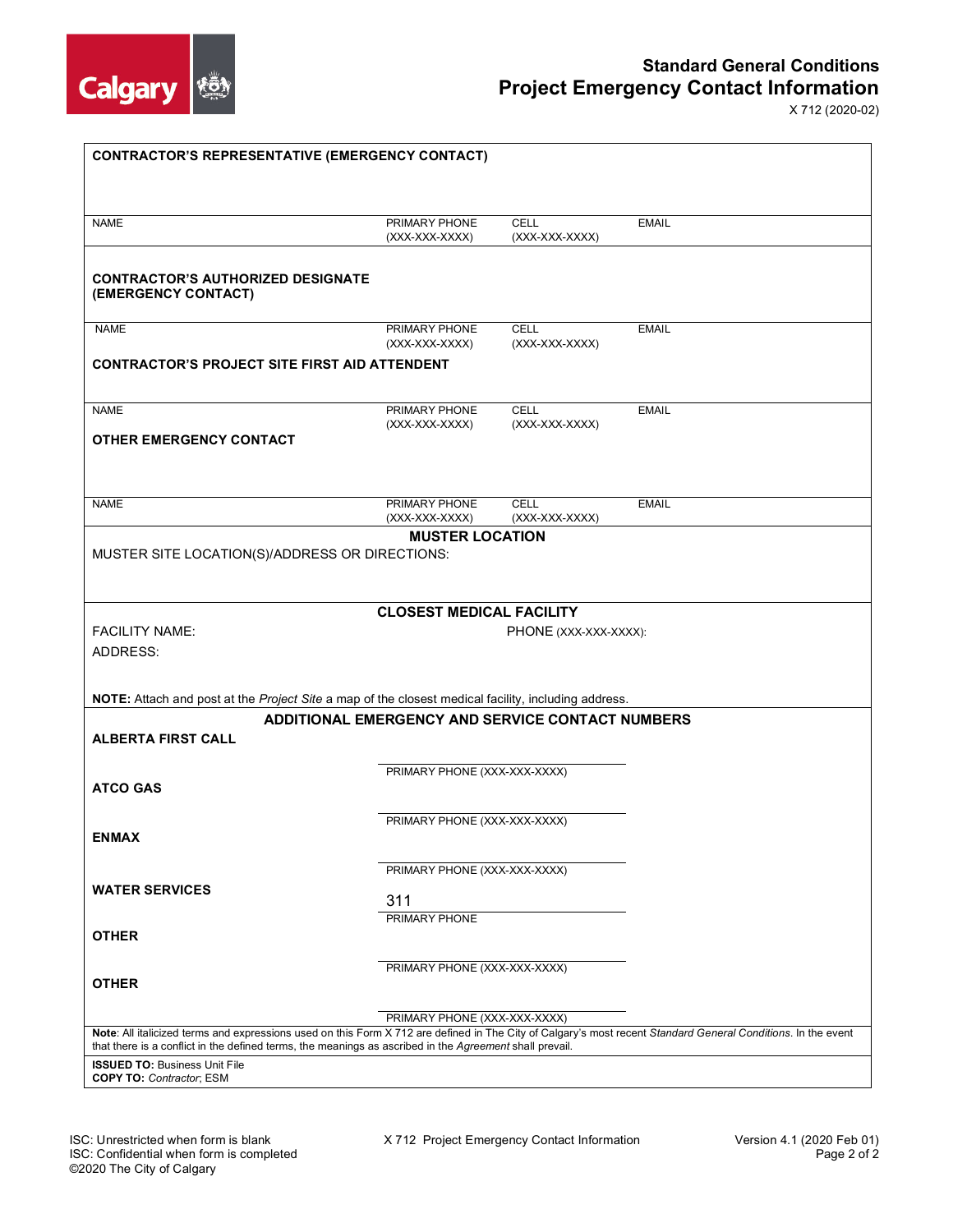# Standard General Conditions
## Project Emergency Contact Information

X 712 (2020-02)

**CONTRACTOR'S REPRESENTATIVE (EMERGENCY CONTACT)**

| NAME | PRIMARY PHONE (XXX-XXX-XXXX) | CELL (XXX-XXX-XXXX) | EMAIL |
|---|---|---|---|
| | | | |

**CONTRACTOR'S AUTHORIZED DESIGNATE (EMERGENCY CONTACT)**

| NAME | PRIMARY PHONE (XXX-XXX-XXXX) | CELL (XXX-XXX-XXXX) | EMAIL |
|---|---|---|---|
| | | | |

**CONTRACTOR'S PROJECT SITE FIRST AID ATTENDENT**

| NAME | PRIMARY PHONE (XXX-XXX-XXXX) | CELL (XXX-XXX-XXXX) | EMAIL |
|---|---|---|---|
| | | | |

**OTHER EMERGENCY CONTACT**

| NAME | PRIMARY PHONE (XXX-XXX-XXXX) | CELL (XXX-XXX-XXXX) | EMAIL |
|---|---|---|---|
| | | | |

### MUSTER LOCATION

MUSTER SITE LOCATION(S)/ADDRESS OR DIRECTIONS:

### CLOSEST MEDICAL FACILITY

FACILITY NAME:

PHONE (XXX-XXX-XXXX):

ADDRESS:

**NOTE:** Attach and post at the *Project Site* a map of the closest medical facility, including address.

### ADDITIONAL EMERGENCY AND SERVICE CONTACT NUMBERS

| | |
|---|---|
| **ALBERTA FIRST CALL** | PRIMARY PHONE (XXX-XXX-XXXX) |
| **ATCO GAS** | PRIMARY PHONE (XXX-XXX-XXXX) |
| **ENMAX** | PRIMARY PHONE (XXX-XXX-XXXX) |
| **WATER SERVICES** | 311<br>PRIMARY PHONE |
| **OTHER** | PRIMARY PHONE (XXX-XXX-XXXX) |
| **OTHER** | PRIMARY PHONE (XXX-XXX-XXXX) |

**Note**: All italicized terms and expressions used on this Form X 712 are defined in The City of Calgary's most recent *Standard General Conditions*. In the event that there is a conflict in the defined terms, the meanings as ascribed in the *Agreement* shall prevail.

**ISSUED TO:** Business Unit File
**COPY TO:** *Contractor*; ESM

ISC: Unrestricted when form is blank
ISC: Confidential when form is completed
©2020 The City of Calgary

X 712 Project Emergency Contact Information

Version 4.1 (2020 Feb 01)